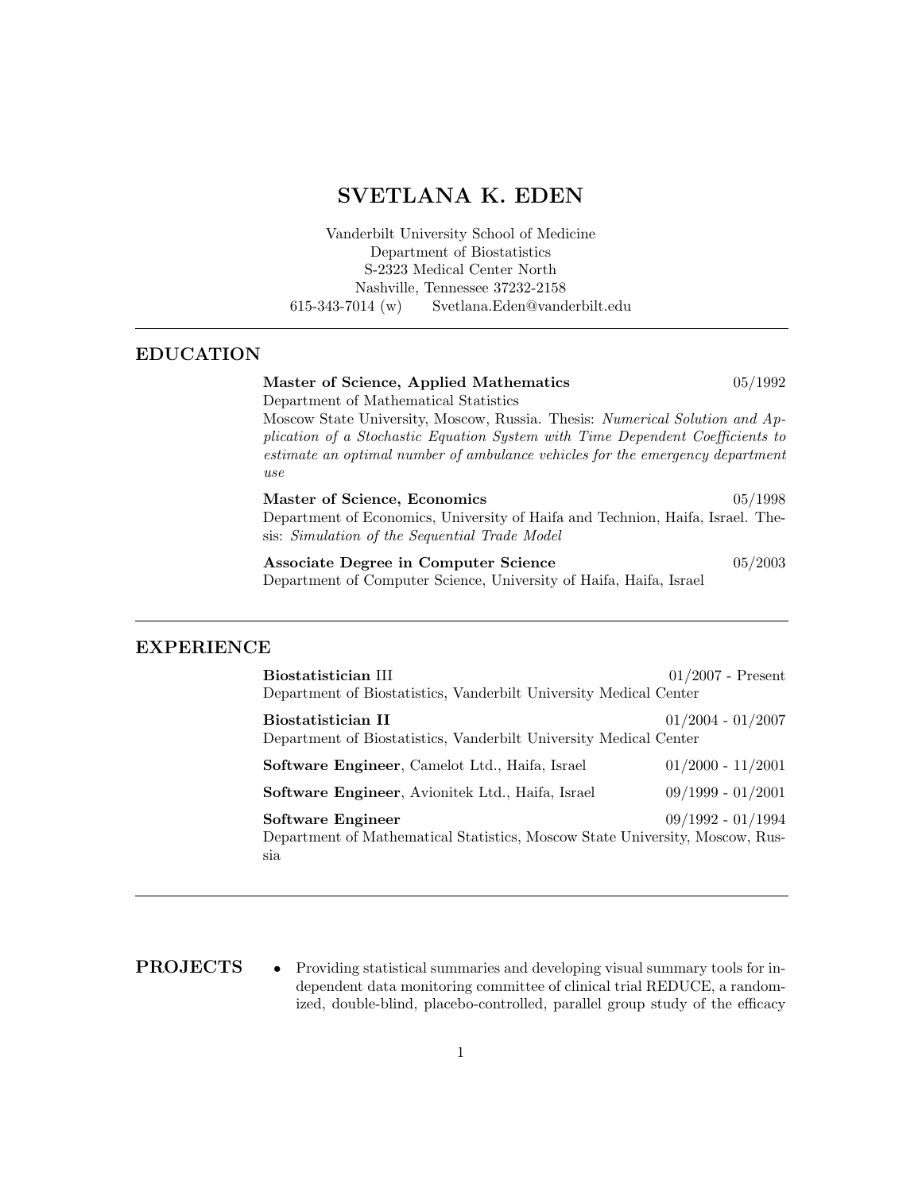# SVETLANA K. EDEN

Vanderbilt University School of Medicine
Department of Biostatistics
S-2323 Medical Center North
Nashville, Tennessee 37232-2158
615-343-7014 (w)     Svetlana.Eden@vanderbilt.edu

---

## EDUCATION

**Master of Science, Applied Mathematics** — 05/1992
Department of Mathematical Statistics
Moscow State University, Moscow, Russia. Thesis: *Numerical Solution and Application of a Stochastic Equation System with Time Dependent Coefficients to estimate an optimal number of ambulance vehicles for the emergency department use*

**Master of Science, Economics** — 05/1998
Department of Economics, University of Haifa and Technion, Haifa, Israel. Thesis: *Simulation of the Sequential Trade Model*

**Associate Degree in Computer Science** — 05/2003
Department of Computer Science, University of Haifa, Haifa, Israel

---

## EXPERIENCE

**Biostatistician** III — 01/2007 - Present
Department of Biostatistics, Vanderbilt University Medical Center

**Biostatistician II** — 01/2004 - 01/2007
Department of Biostatistics, Vanderbilt University Medical Center

**Software Engineer**, Camelot Ltd., Haifa, Israel — 01/2000 - 11/2001

**Software Engineer**, Avionitek Ltd., Haifa, Israel — 09/1999 - 01/2001

**Software Engineer** — 09/1992 - 01/1994
Department of Mathematical Statistics, Moscow State University, Moscow, Russia

---

## PROJECTS

- Providing statistical summaries and developing visual summary tools for independent data monitoring committee of clinical trial REDUCE, a randomized, double-blind, placebo-controlled, parallel group study of the efficacy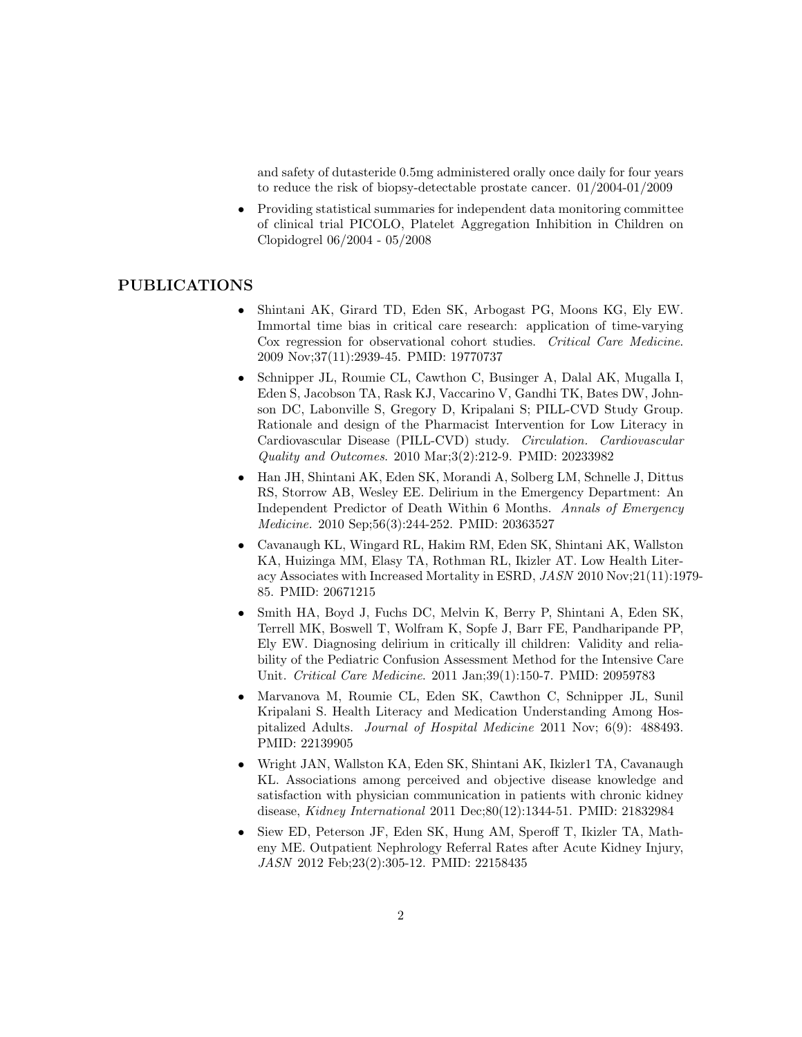and safety of dutasteride 0.5mg administered orally once daily for four years to reduce the risk of biopsy-detectable prostate cancer. 01/2004-01/2009

- Providing statistical summaries for independent data monitoring committee of clinical trial PICOLO, Platelet Aggregation Inhibition in Children on Clopidogrel 06/2004 - 05/2008

## PUBLICATIONS

- Shintani AK, Girard TD, Eden SK, Arbogast PG, Moons KG, Ely EW. Immortal time bias in critical care research: application of time-varying Cox regression for observational cohort studies. *Critical Care Medicine*. 2009 Nov;37(11):2939-45. PMID: 19770737
- Schnipper JL, Roumie CL, Cawthon C, Businger A, Dalal AK, Mugalla I, Eden S, Jacobson TA, Rask KJ, Vaccarino V, Gandhi TK, Bates DW, Johnson DC, Labonville S, Gregory D, Kripalani S; PILL-CVD Study Group. Rationale and design of the Pharmacist Intervention for Low Literacy in Cardiovascular Disease (PILL-CVD) study. *Circulation. Cardiovascular Quality and Outcomes*. 2010 Mar;3(2):212-9. PMID: 20233982
- Han JH, Shintani AK, Eden SK, Morandi A, Solberg LM, Schnelle J, Dittus RS, Storrow AB, Wesley EE. Delirium in the Emergency Department: An Independent Predictor of Death Within 6 Months. *Annals of Emergency Medicine*. 2010 Sep;56(3):244-252. PMID: 20363527
- Cavanaugh KL, Wingard RL, Hakim RM, Eden SK, Shintani AK, Wallston KA, Huizinga MM, Elasy TA, Rothman RL, Ikizler AT. Low Health Literacy Associates with Increased Mortality in ESRD, *JASN* 2010 Nov;21(11):1979-85. PMID: 20671215
- Smith HA, Boyd J, Fuchs DC, Melvin K, Berry P, Shintani A, Eden SK, Terrell MK, Boswell T, Wolfram K, Sopfe J, Barr FE, Pandharipande PP, Ely EW. Diagnosing delirium in critically ill children: Validity and reliability of the Pediatric Confusion Assessment Method for the Intensive Care Unit. *Critical Care Medicine*. 2011 Jan;39(1):150-7. PMID: 20959783
- Marvanova M, Roumie CL, Eden SK, Cawthon C, Schnipper JL, Sunil Kripalani S. Health Literacy and Medication Understanding Among Hospitalized Adults. *Journal of Hospital Medicine* 2011 Nov; 6(9): 488493. PMID: 22139905
- Wright JAN, Wallston KA, Eden SK, Shintani AK, Ikizler1 TA, Cavanaugh KL. Associations among perceived and objective disease knowledge and satisfaction with physician communication in patients with chronic kidney disease, *Kidney International* 2011 Dec;80(12):1344-51. PMID: 21832984
- Siew ED, Peterson JF, Eden SK, Hung AM, Speroff T, Ikizler TA, Matheny ME. Outpatient Nephrology Referral Rates after Acute Kidney Injury, *JASN* 2012 Feb;23(2):305-12. PMID: 22158435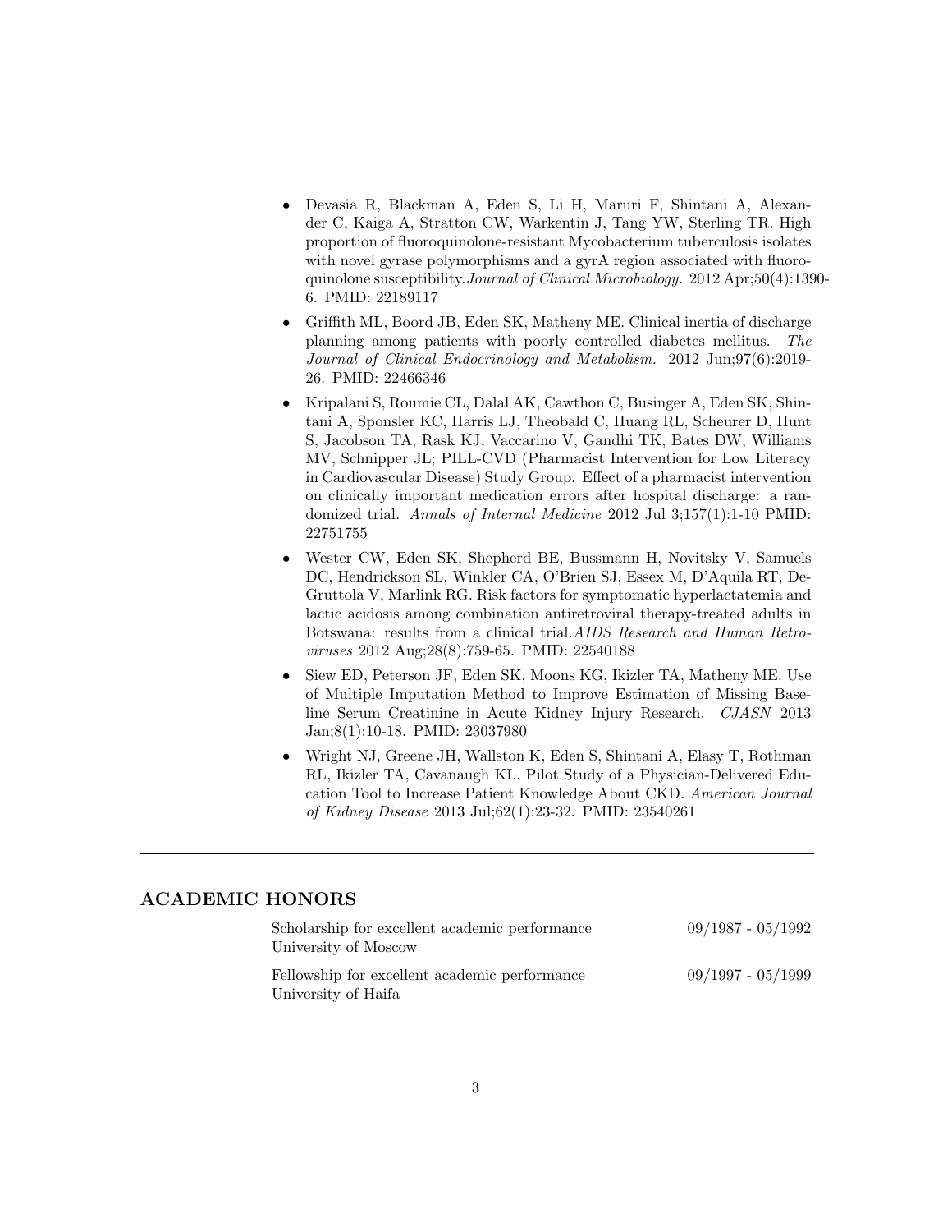- Devasia R, Blackman A, Eden S, Li H, Maruri F, Shintani A, Alexander C, Kaiga A, Stratton CW, Warkentin J, Tang YW, Sterling TR. High proportion of fluoroquinolone-resistant Mycobacterium tuberculosis isolates with novel gyrase polymorphisms and a gyrA region associated with fluoroquinolone susceptibility. *Journal of Clinical Microbiology.* 2012 Apr;50(4):1390-6. PMID: 22189117
- Griffith ML, Boord JB, Eden SK, Matheny ME. Clinical inertia of discharge planning among patients with poorly controlled diabetes mellitus. *The Journal of Clinical Endocrinology and Metabolism.* 2012 Jun;97(6):2019-26. PMID: 22466346
- Kripalani S, Roumie CL, Dalal AK, Cawthon C, Businger A, Eden SK, Shintani A, Sponsler KC, Harris LJ, Theobald C, Huang RL, Scheurer D, Hunt S, Jacobson TA, Rask KJ, Vaccarino V, Gandhi TK, Bates DW, Williams MV, Schnipper JL; PILL-CVD (Pharmacist Intervention for Low Literacy in Cardiovascular Disease) Study Group. Effect of a pharmacist intervention on clinically important medication errors after hospital discharge: a randomized trial. *Annals of Internal Medicine* 2012 Jul 3;157(1):1-10 PMID: 22751755
- Wester CW, Eden SK, Shepherd BE, Bussmann H, Novitsky V, Samuels DC, Hendrickson SL, Winkler CA, O'Brien SJ, Essex M, D'Aquila RT, DeGruttola V, Marlink RG. Risk factors for symptomatic hyperlactatemia and lactic acidosis among combination antiretroviral therapy-treated adults in Botswana: results from a clinical trial. *AIDS Research and Human Retroviruses* 2012 Aug;28(8):759-65. PMID: 22540188
- Siew ED, Peterson JF, Eden SK, Moons KG, Ikizler TA, Matheny ME. Use of Multiple Imputation Method to Improve Estimation of Missing Baseline Serum Creatinine in Acute Kidney Injury Research. *CJASN* 2013 Jan;8(1):10-18. PMID: 23037980
- Wright NJ, Greene JH, Wallston K, Eden S, Shintani A, Elasy T, Rothman RL, Ikizler TA, Cavanaugh KL. Pilot Study of a Physician-Delivered Education Tool to Increase Patient Knowledge About CKD. *American Journal of Kidney Disease* 2013 Jul;62(1):23-32. PMID: 23540261

---

## ACADEMIC HONORS

Scholarship for excellent academic performance — 09/1987 - 05/1992
University of Moscow

Fellowship for excellent academic performance — 09/1997 - 05/1999
University of Haifa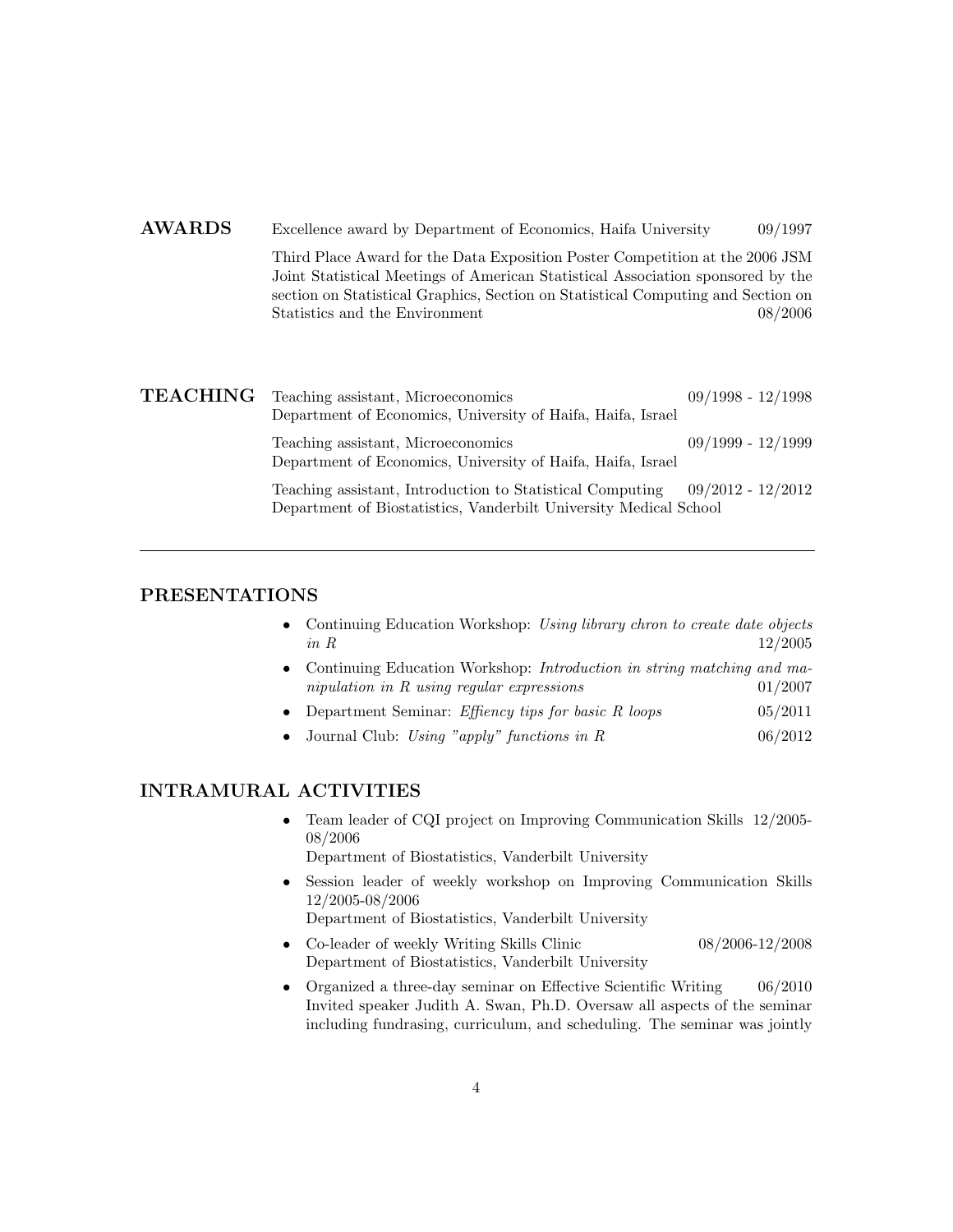## AWARDS

Excellence award by Department of Economics, Haifa University 09/1997

Third Place Award for the Data Exposition Poster Competition at the 2006 JSM Joint Statistical Meetings of American Statistical Association sponsored by the section on Statistical Graphics, Section on Statistical Computing and Section on Statistics and the Environment 08/2006

## TEACHING

Teaching assistant, Microeconomics 09/1998 - 12/1998
Department of Economics, University of Haifa, Haifa, Israel

Teaching assistant, Microeconomics 09/1999 - 12/1999
Department of Economics, University of Haifa, Haifa, Israel

Teaching assistant, Introduction to Statistical Computing 09/2012 - 12/2012
Department of Biostatistics, Vanderbilt University Medical School

---

## PRESENTATIONS

- Continuing Education Workshop: *Using library chron to create date objects in R* 12/2005
- Continuing Education Workshop: *Introduction in string matching and manipulation in R using regular expressions* 01/2007
- Department Seminar: *Effiency tips for basic R loops* 05/2011
- Journal Club: *Using "apply" functions in R* 06/2012

## INTRAMURAL ACTIVITIES

- Team leader of CQI project on Improving Communication Skills 12/2005-08/2006
  Department of Biostatistics, Vanderbilt University
- Session leader of weekly workshop on Improving Communication Skills 12/2005-08/2006
  Department of Biostatistics, Vanderbilt University
- Co-leader of weekly Writing Skills Clinic 08/2006-12/2008
  Department of Biostatistics, Vanderbilt University
- Organized a three-day seminar on Effective Scientific Writing 06/2010
  Invited speaker Judith A. Swan, Ph.D. Oversaw all aspects of the seminar including fundrasing, curriculum, and scheduling. The seminar was jointly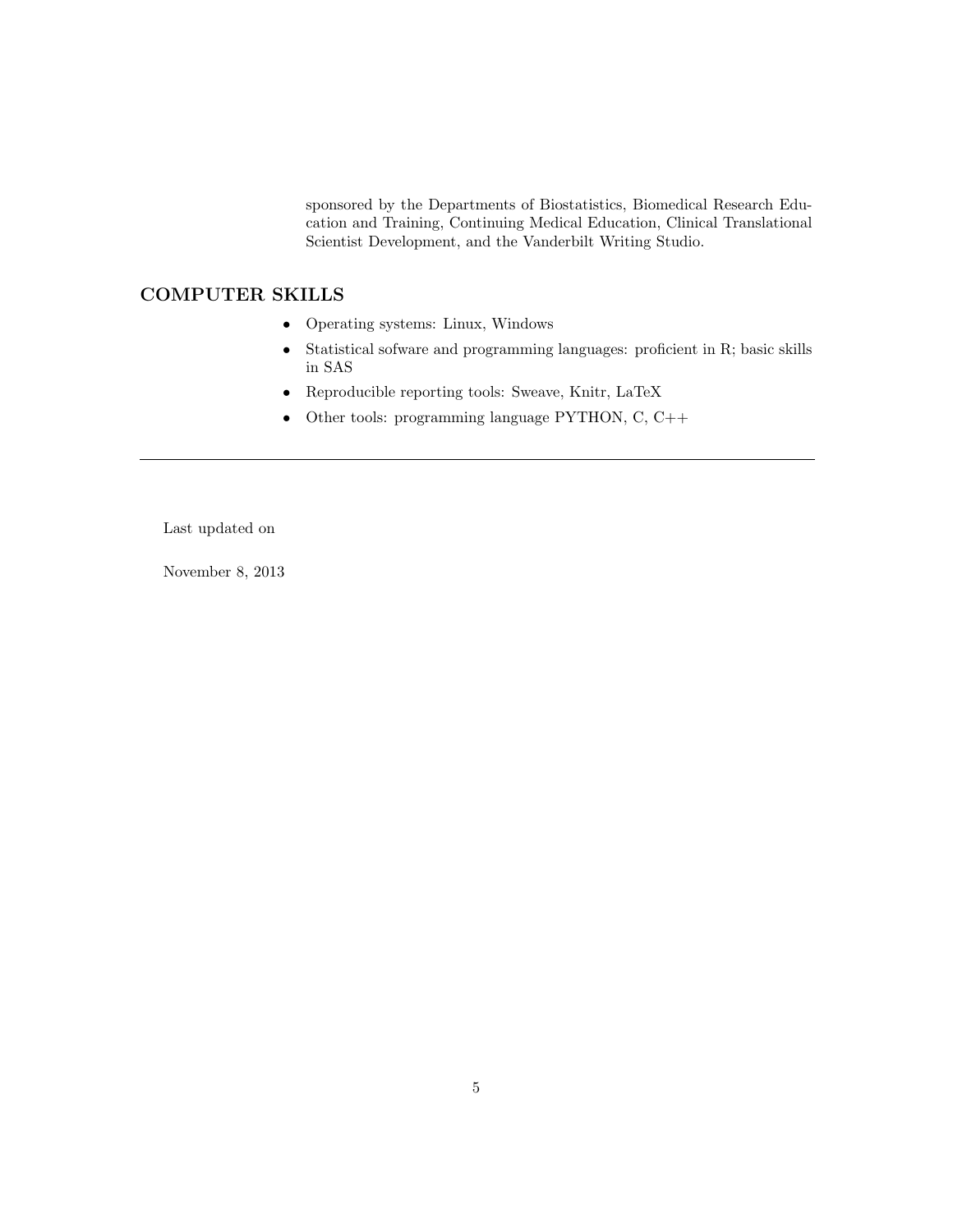sponsored by the Departments of Biostatistics, Biomedical Research Education and Training, Continuing Medical Education, Clinical Translational Scientist Development, and the Vanderbilt Writing Studio.

## COMPUTER SKILLS

- Operating systems: Linux, Windows
- Statistical sofware and programming languages: proficient in R; basic skills in SAS
- Reproducible reporting tools: Sweave, Knitr, LaTeX
- Other tools: programming language PYTHON, C, C++

---

Last updated on

November 8, 2013